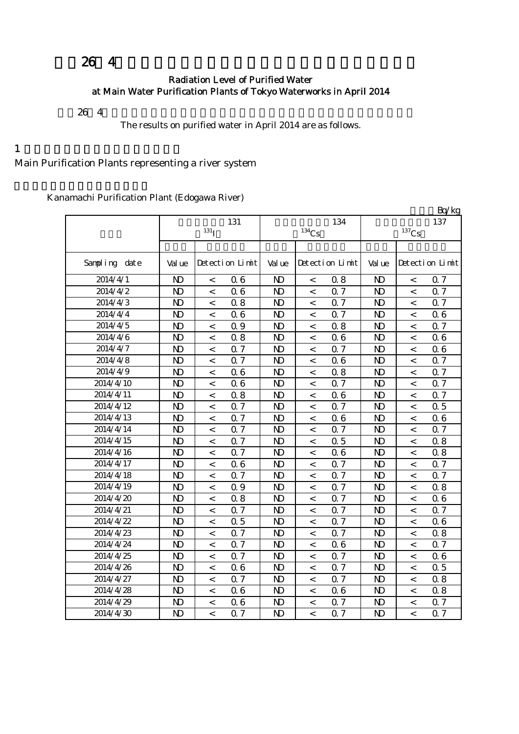# 平成26年4月 東京都水道局主要浄水場の浄水（水道水）の放射能測定結果

## Radiation Level of Purified Water at Main Water Purification Plants of Tokyo Waterworks in April 2014

平成26年4月の浄水（水道水）の測定結果についてお知らせします。

The results on purified water in April 2014 are as follows.

## 1 水系を代表する主要浄水場

Main Purification Plants representing a river system

### 金町浄水場（江戸川水系）

Kanamachi Purification Plant (Edogawa River)

単位 Bq/kg

| 採水日 | ヨウ素131 $^{131}I$ | | | セシウム134 $^{134}Cs$ | | | セシウム137 $^{137}Cs$ | | |
|---|---|---|---|---|---|---|---|---|---|
| | 測定値 | 検出限界値 | | 測定値 | 検出限界値 | | 測定値 | 検出限界値 | |
| Sampling date | Value | Detection Limit | | Value | Detection Limit | | Value | Detection Limit | |
| 2014/4/1 | ND | < | 0.6 | ND | < | 0.8 | ND | < | 0.7 |
| 2014/4/2 | ND | < | 0.6 | ND | < | 0.7 | ND | < | 0.7 |
| 2014/4/3 | ND | < | 0.8 | ND | < | 0.7 | ND | < | 0.7 |
| 2014/4/4 | ND | < | 0.6 | ND | < | 0.7 | ND | < | 0.6 |
| 2014/4/5 | ND | < | 0.9 | ND | < | 0.8 | ND | < | 0.7 |
| 2014/4/6 | ND | < | 0.8 | ND | < | 0.6 | ND | < | 0.6 |
| 2014/4/7 | ND | < | 0.7 | ND | < | 0.7 | ND | < | 0.6 |
| 2014/4/8 | ND | < | 0.7 | ND | < | 0.6 | ND | < | 0.7 |
| 2014/4/9 | ND | < | 0.6 | ND | < | 0.8 | ND | < | 0.7 |
| 2014/4/10 | ND | < | 0.6 | ND | < | 0.7 | ND | < | 0.7 |
| 2014/4/11 | ND | < | 0.8 | ND | < | 0.6 | ND | < | 0.7 |
| 2014/4/12 | ND | < | 0.7 | ND | < | 0.7 | ND | < | 0.5 |
| 2014/4/13 | ND | < | 0.7 | ND | < | 0.6 | ND | < | 0.6 |
| 2014/4/14 | ND | < | 0.7 | ND | < | 0.7 | ND | < | 0.7 |
| 2014/4/15 | ND | < | 0.7 | ND | < | 0.5 | ND | < | 0.8 |
| 2014/4/16 | ND | < | 0.7 | ND | < | 0.6 | ND | < | 0.8 |
| 2014/4/17 | ND | < | 0.6 | ND | < | 0.7 | ND | < | 0.7 |
| 2014/4/18 | ND | < | 0.7 | ND | < | 0.7 | ND | < | 0.7 |
| 2014/4/19 | ND | < | 0.9 | ND | < | 0.7 | ND | < | 0.8 |
| 2014/4/20 | ND | < | 0.8 | ND | < | 0.7 | ND | < | 0.6 |
| 2014/4/21 | ND | < | 0.7 | ND | < | 0.7 | ND | < | 0.7 |
| 2014/4/22 | ND | < | 0.5 | ND | < | 0.7 | ND | < | 0.6 |
| 2014/4/23 | ND | < | 0.7 | ND | < | 0.7 | ND | < | 0.8 |
| 2014/4/24 | ND | < | 0.7 | ND | < | 0.6 | ND | < | 0.7 |
| 2014/4/25 | ND | < | 0.7 | ND | < | 0.7 | ND | < | 0.6 |
| 2014/4/26 | ND | < | 0.6 | ND | < | 0.7 | ND | < | 0.5 |
| 2014/4/27 | ND | < | 0.7 | ND | < | 0.7 | ND | < | 0.8 |
| 2014/4/28 | ND | < | 0.6 | ND | < | 0.6 | ND | < | 0.8 |
| 2014/4/29 | ND | < | 0.6 | ND | < | 0.7 | ND | < | 0.7 |
| 2014/4/30 | ND | < | 0.7 | ND | < | 0.7 | ND | < | 0.7 |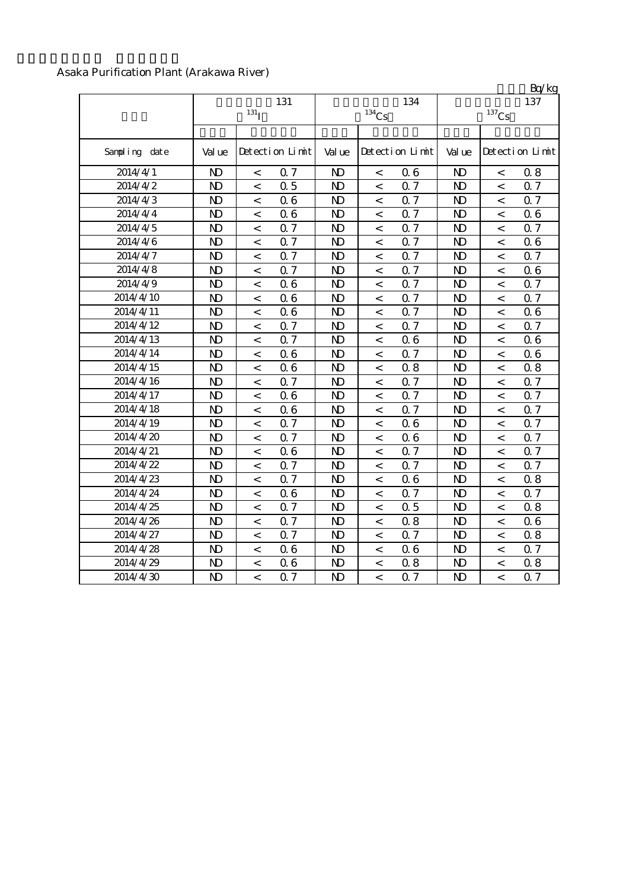Asaka Purification Plant (Arakawa River)

Bq/kg

| | 131 $^{131}I$ | | | 134 $^{134}Cs$ | | | 137 $^{137}Cs$ | | |
|---|---|---|---|---|---|---|---|---|---|
| Sampling date | Value | Detection Limit | | Value | Detection Limit | | Value | Detection Limit | |
| 2014/4/1 | ND | < | 0.7 | ND | < | 0.6 | ND | < | 0.8 |
| 2014/4/2 | ND | < | 0.5 | ND | < | 0.7 | ND | < | 0.7 |
| 2014/4/3 | ND | < | 0.6 | ND | < | 0.7 | ND | < | 0.7 |
| 2014/4/4 | ND | < | 0.6 | ND | < | 0.7 | ND | < | 0.6 |
| 2014/4/5 | ND | < | 0.7 | ND | < | 0.7 | ND | < | 0.7 |
| 2014/4/6 | ND | < | 0.7 | ND | < | 0.7 | ND | < | 0.6 |
| 2014/4/7 | ND | < | 0.7 | ND | < | 0.7 | ND | < | 0.7 |
| 2014/4/8 | ND | < | 0.7 | ND | < | 0.7 | ND | < | 0.6 |
| 2014/4/9 | ND | < | 0.6 | ND | < | 0.7 | ND | < | 0.7 |
| 2014/4/10 | ND | < | 0.6 | ND | < | 0.7 | ND | < | 0.7 |
| 2014/4/11 | ND | < | 0.6 | ND | < | 0.7 | ND | < | 0.6 |
| 2014/4/12 | ND | < | 0.7 | ND | < | 0.7 | ND | < | 0.7 |
| 2014/4/13 | ND | < | 0.7 | ND | < | 0.6 | ND | < | 0.6 |
| 2014/4/14 | ND | < | 0.6 | ND | < | 0.7 | ND | < | 0.6 |
| 2014/4/15 | ND | < | 0.6 | ND | < | 0.8 | ND | < | 0.8 |
| 2014/4/16 | ND | < | 0.7 | ND | < | 0.7 | ND | < | 0.7 |
| 2014/4/17 | ND | < | 0.6 | ND | < | 0.7 | ND | < | 0.7 |
| 2014/4/18 | ND | < | 0.6 | ND | < | 0.7 | ND | < | 0.7 |
| 2014/4/19 | ND | < | 0.7 | ND | < | 0.6 | ND | < | 0.7 |
| 2014/4/20 | ND | < | 0.7 | ND | < | 0.6 | ND | < | 0.7 |
| 2014/4/21 | ND | < | 0.6 | ND | < | 0.7 | ND | < | 0.7 |
| 2014/4/22 | ND | < | 0.7 | ND | < | 0.7 | ND | < | 0.7 |
| 2014/4/23 | ND | < | 0.7 | ND | < | 0.6 | ND | < | 0.8 |
| 2014/4/24 | ND | < | 0.6 | ND | < | 0.7 | ND | < | 0.7 |
| 2014/4/25 | ND | < | 0.7 | ND | < | 0.5 | ND | < | 0.8 |
| 2014/4/26 | ND | < | 0.7 | ND | < | 0.8 | ND | < | 0.6 |
| 2014/4/27 | ND | < | 0.7 | ND | < | 0.7 | ND | < | 0.8 |
| 2014/4/28 | ND | < | 0.6 | ND | < | 0.6 | ND | < | 0.7 |
| 2014/4/29 | ND | < | 0.6 | ND | < | 0.8 | ND | < | 0.8 |
| 2014/4/30 | ND | < | 0.7 | ND | < | 0.7 | ND | < | 0.7 |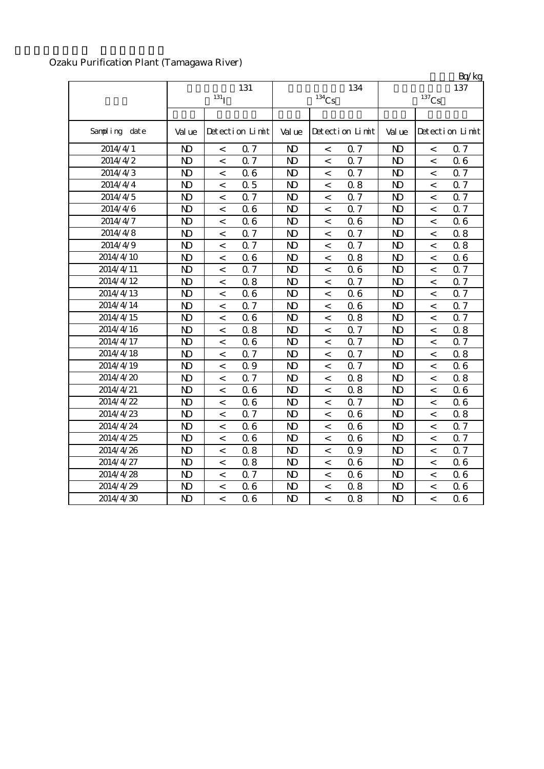Ozaku Purification Plant (Tamagawa River)

Bq/kg

| | 131 $^{131}I$ | | | 134 $^{134}Cs$ | | | 137 $^{137}Cs$ | | |
|---|---|---|---|---|---|---|---|---|---|
| Sampling date | Value | Detection Limit | | Value | Detection Limit | | Value | Detection Limit | |
| 2014/4/1 | ND | < | 0.7 | ND | < | 0.7 | ND | < | 0.7 |
| 2014/4/2 | ND | < | 0.7 | ND | < | 0.7 | ND | < | 0.6 |
| 2014/4/3 | ND | < | 0.6 | ND | < | 0.7 | ND | < | 0.7 |
| 2014/4/4 | ND | < | 0.5 | ND | < | 0.8 | ND | < | 0.7 |
| 2014/4/5 | ND | < | 0.7 | ND | < | 0.7 | ND | < | 0.7 |
| 2014/4/6 | ND | < | 0.6 | ND | < | 0.7 | ND | < | 0.7 |
| 2014/4/7 | ND | < | 0.6 | ND | < | 0.6 | ND | < | 0.6 |
| 2014/4/8 | ND | < | 0.7 | ND | < | 0.7 | ND | < | 0.8 |
| 2014/4/9 | ND | < | 0.7 | ND | < | 0.7 | ND | < | 0.8 |
| 2014/4/10 | ND | < | 0.6 | ND | < | 0.8 | ND | < | 0.6 |
| 2014/4/11 | ND | < | 0.7 | ND | < | 0.6 | ND | < | 0.7 |
| 2014/4/12 | ND | < | 0.8 | ND | < | 0.7 | ND | < | 0.7 |
| 2014/4/13 | ND | < | 0.6 | ND | < | 0.6 | ND | < | 0.7 |
| 2014/4/14 | ND | < | 0.7 | ND | < | 0.6 | ND | < | 0.7 |
| 2014/4/15 | ND | < | 0.6 | ND | < | 0.8 | ND | < | 0.7 |
| 2014/4/16 | ND | < | 0.8 | ND | < | 0.7 | ND | < | 0.8 |
| 2014/4/17 | ND | < | 0.6 | ND | < | 0.7 | ND | < | 0.7 |
| 2014/4/18 | ND | < | 0.7 | ND | < | 0.7 | ND | < | 0.8 |
| 2014/4/19 | ND | < | 0.9 | ND | < | 0.7 | ND | < | 0.6 |
| 2014/4/20 | ND | < | 0.7 | ND | < | 0.8 | ND | < | 0.8 |
| 2014/4/21 | ND | < | 0.6 | ND | < | 0.8 | ND | < | 0.6 |
| 2014/4/22 | ND | < | 0.6 | ND | < | 0.7 | ND | < | 0.6 |
| 2014/4/23 | ND | < | 0.7 | ND | < | 0.6 | ND | < | 0.8 |
| 2014/4/24 | ND | < | 0.6 | ND | < | 0.6 | ND | < | 0.7 |
| 2014/4/25 | ND | < | 0.6 | ND | < | 0.6 | ND | < | 0.7 |
| 2014/4/26 | ND | < | 0.8 | ND | < | 0.9 | ND | < | 0.7 |
| 2014/4/27 | ND | < | 0.8 | ND | < | 0.6 | ND | < | 0.6 |
| 2014/4/28 | ND | < | 0.7 | ND | < | 0.6 | ND | < | 0.6 |
| 2014/4/29 | ND | < | 0.6 | ND | < | 0.8 | ND | < | 0.6 |
| 2014/4/30 | ND | < | 0.6 | ND | < | 0.8 | ND | < | 0.6 |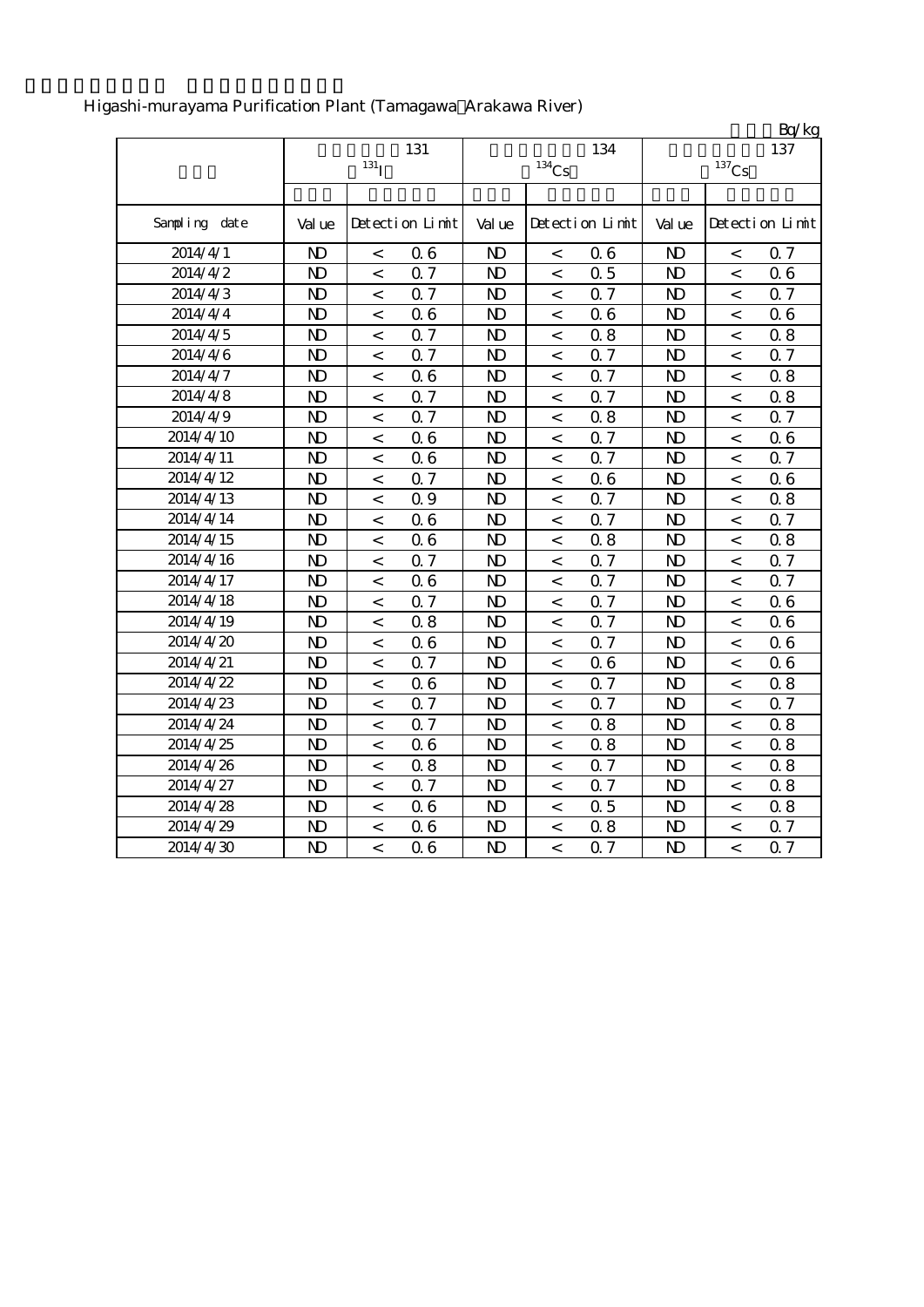Higashi-murayama Purification Plant (Tamagawa Arakawa River)

Bq/kg

| | 131 $^{131}I$ | | | 134 $^{134}Cs$ | | | 137 $^{137}Cs$ | | |
|---|---|---|---|---|---|---|---|---|---|
| Sampling date | Value | Detection Limit | | Value | Detection Limit | | Value | Detection Limit | |
| 2014/4/1 | ND | < | 0.6 | ND | < | 0.6 | ND | < | 0.7 |
| 2014/4/2 | ND | < | 0.7 | ND | < | 0.5 | ND | < | 0.6 |
| 2014/4/3 | ND | < | 0.7 | ND | < | 0.7 | ND | < | 0.7 |
| 2014/4/4 | ND | < | 0.6 | ND | < | 0.6 | ND | < | 0.6 |
| 2014/4/5 | ND | < | 0.7 | ND | < | 0.8 | ND | < | 0.8 |
| 2014/4/6 | ND | < | 0.7 | ND | < | 0.7 | ND | < | 0.7 |
| 2014/4/7 | ND | < | 0.6 | ND | < | 0.7 | ND | < | 0.8 |
| 2014/4/8 | ND | < | 0.7 | ND | < | 0.7 | ND | < | 0.8 |
| 2014/4/9 | ND | < | 0.7 | ND | < | 0.8 | ND | < | 0.7 |
| 2014/4/10 | ND | < | 0.6 | ND | < | 0.7 | ND | < | 0.6 |
| 2014/4/11 | ND | < | 0.6 | ND | < | 0.7 | ND | < | 0.7 |
| 2014/4/12 | ND | < | 0.7 | ND | < | 0.6 | ND | < | 0.6 |
| 2014/4/13 | ND | < | 0.9 | ND | < | 0.7 | ND | < | 0.8 |
| 2014/4/14 | ND | < | 0.6 | ND | < | 0.7 | ND | < | 0.7 |
| 2014/4/15 | ND | < | 0.6 | ND | < | 0.8 | ND | < | 0.8 |
| 2014/4/16 | ND | < | 0.7 | ND | < | 0.7 | ND | < | 0.7 |
| 2014/4/17 | ND | < | 0.6 | ND | < | 0.7 | ND | < | 0.7 |
| 2014/4/18 | ND | < | 0.7 | ND | < | 0.7 | ND | < | 0.6 |
| 2014/4/19 | ND | < | 0.8 | ND | < | 0.7 | ND | < | 0.6 |
| 2014/4/20 | ND | < | 0.6 | ND | < | 0.7 | ND | < | 0.6 |
| 2014/4/21 | ND | < | 0.7 | ND | < | 0.6 | ND | < | 0.6 |
| 2014/4/22 | ND | < | 0.6 | ND | < | 0.7 | ND | < | 0.8 |
| 2014/4/23 | ND | < | 0.7 | ND | < | 0.7 | ND | < | 0.7 |
| 2014/4/24 | ND | < | 0.7 | ND | < | 0.8 | ND | < | 0.8 |
| 2014/4/25 | ND | < | 0.6 | ND | < | 0.8 | ND | < | 0.8 |
| 2014/4/26 | ND | < | 0.8 | ND | < | 0.7 | ND | < | 0.8 |
| 2014/4/27 | ND | < | 0.7 | ND | < | 0.7 | ND | < | 0.8 |
| 2014/4/28 | ND | < | 0.6 | ND | < | 0.5 | ND | < | 0.8 |
| 2014/4/29 | ND | < | 0.6 | ND | < | 0.8 | ND | < | 0.7 |
| 2014/4/30 | ND | < | 0.6 | ND | < | 0.7 | ND | < | 0.7 |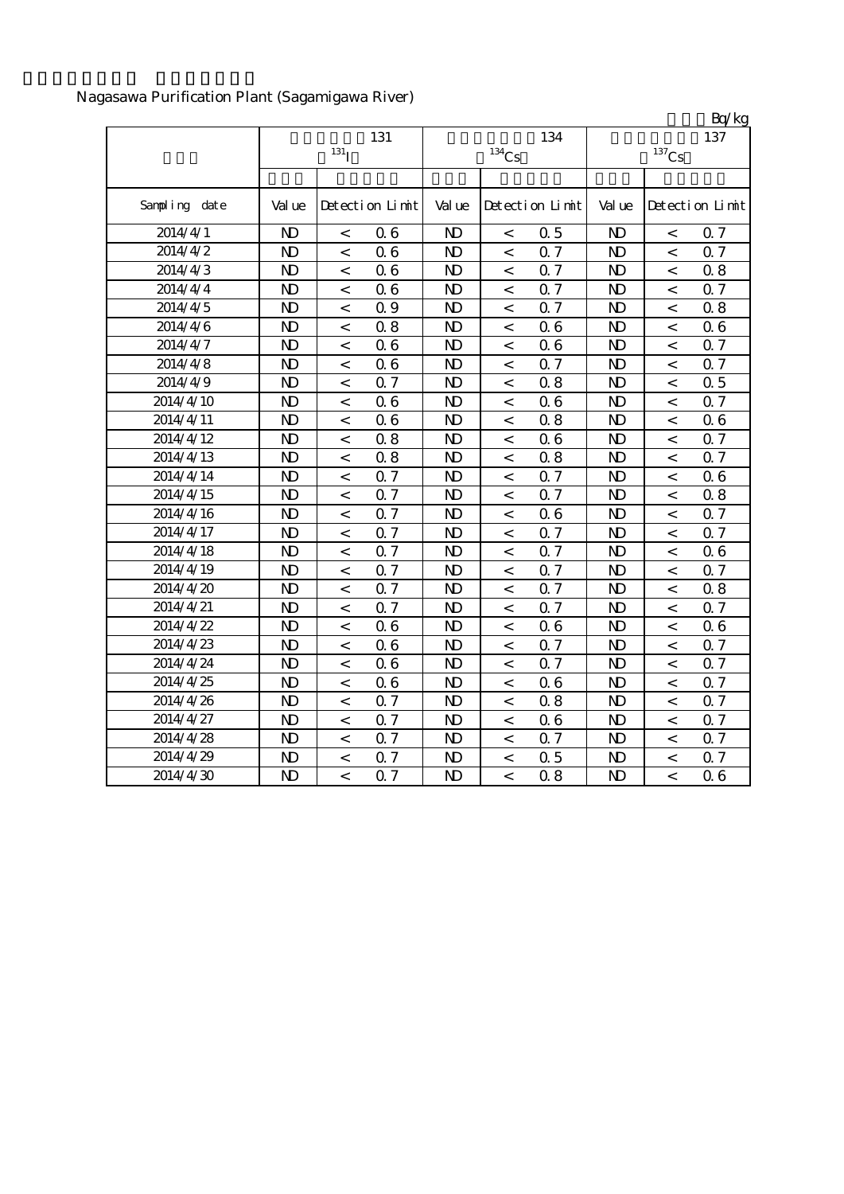Nagasawa Purification Plant (Sagamigawa River)

Bq/kg

| | 131 $^{131}I$ | | | 134 $^{134}Cs$ | | | 137 $^{137}Cs$ | | |
|---|---|---|---|---|---|---|---|---|---|
| Sampling date | Value | Detection Limit | | Value | Detection Limit | | Value | Detection Limit | |
| 2014/4/1 | ND | < | 0.6 | ND | < | 0.5 | ND | < | 0.7 |
| 2014/4/2 | ND | < | 0.6 | ND | < | 0.7 | ND | < | 0.7 |
| 2014/4/3 | ND | < | 0.6 | ND | < | 0.7 | ND | < | 0.8 |
| 2014/4/4 | ND | < | 0.6 | ND | < | 0.7 | ND | < | 0.7 |
| 2014/4/5 | ND | < | 0.9 | ND | < | 0.7 | ND | < | 0.8 |
| 2014/4/6 | ND | < | 0.8 | ND | < | 0.6 | ND | < | 0.6 |
| 2014/4/7 | ND | < | 0.6 | ND | < | 0.6 | ND | < | 0.7 |
| 2014/4/8 | ND | < | 0.6 | ND | < | 0.7 | ND | < | 0.7 |
| 2014/4/9 | ND | < | 0.7 | ND | < | 0.8 | ND | < | 0.5 |
| 2014/4/10 | ND | < | 0.6 | ND | < | 0.6 | ND | < | 0.7 |
| 2014/4/11 | ND | < | 0.6 | ND | < | 0.8 | ND | < | 0.6 |
| 2014/4/12 | ND | < | 0.8 | ND | < | 0.6 | ND | < | 0.7 |
| 2014/4/13 | ND | < | 0.8 | ND | < | 0.8 | ND | < | 0.7 |
| 2014/4/14 | ND | < | 0.7 | ND | < | 0.7 | ND | < | 0.6 |
| 2014/4/15 | ND | < | 0.7 | ND | < | 0.7 | ND | < | 0.8 |
| 2014/4/16 | ND | < | 0.7 | ND | < | 0.6 | ND | < | 0.7 |
| 2014/4/17 | ND | < | 0.7 | ND | < | 0.7 | ND | < | 0.7 |
| 2014/4/18 | ND | < | 0.7 | ND | < | 0.7 | ND | < | 0.6 |
| 2014/4/19 | ND | < | 0.7 | ND | < | 0.7 | ND | < | 0.7 |
| 2014/4/20 | ND | < | 0.7 | ND | < | 0.7 | ND | < | 0.8 |
| 2014/4/21 | ND | < | 0.7 | ND | < | 0.7 | ND | < | 0.7 |
| 2014/4/22 | ND | < | 0.6 | ND | < | 0.6 | ND | < | 0.6 |
| 2014/4/23 | ND | < | 0.6 | ND | < | 0.7 | ND | < | 0.7 |
| 2014/4/24 | ND | < | 0.6 | ND | < | 0.7 | ND | < | 0.7 |
| 2014/4/25 | ND | < | 0.6 | ND | < | 0.6 | ND | < | 0.7 |
| 2014/4/26 | ND | < | 0.7 | ND | < | 0.8 | ND | < | 0.7 |
| 2014/4/27 | ND | < | 0.7 | ND | < | 0.6 | ND | < | 0.7 |
| 2014/4/28 | ND | < | 0.7 | ND | < | 0.7 | ND | < | 0.7 |
| 2014/4/29 | ND | < | 0.7 | ND | < | 0.5 | ND | < | 0.7 |
| 2014/4/30 | ND | < | 0.7 | ND | < | 0.8 | ND | < | 0.6 |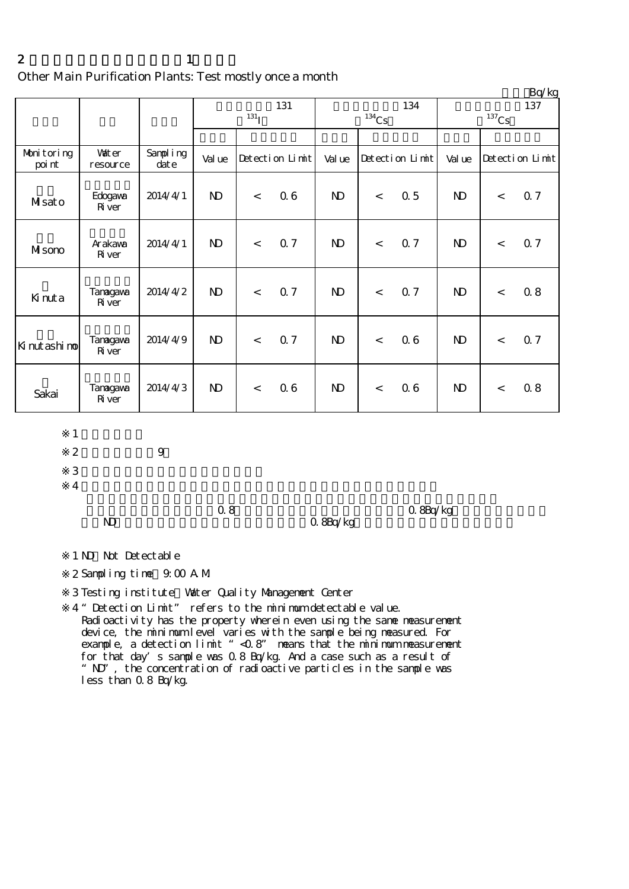2 1

Other Main Purification Plants: Test mostly once a month

Bq/kg

| | | | 131 $^{131}I$ | | | 134 $^{134}Cs$ | | | 137 $^{137}Cs$ | | |
|---|---|---|---|---|---|---|---|---|---|---|---|
| Monitoring point | Water resource | Sampling date | Value | Detection Limit | | Value | Detection Limit | | Value | Detection Limit | |
| Misato | Edogawa River | 2014/4/1 | ND | < | 0.6 | ND | < | 0.5 | ND | < | 0.7 |
| Misono | Arakawa River | 2014/4/1 | ND | < | 0.7 | ND | < | 0.7 | ND | < | 0.7 |
| Kinuta | Tamagawa River | 2014/4/2 | ND | < | 0.7 | ND | < | 0.7 | ND | < | 0.8 |
| Kinutashimo | Tamagawa River | 2014/4/9 | ND | < | 0.7 | ND | < | 0.6 | ND | < | 0.7 |
| Sakai | Tamagawa River | 2014/4/3 | ND | < | 0.6 | ND | < | 0.6 | ND | < | 0.8 |

※1

※2 9

※3

※4

0.8 0.8Bq/kg

ND 0.8Bq/kg

※1 ND Not Detectable

※2 Sampling time 9:00 A.M

※3 Testing institute Water Quality Management Center

※4 "Detection Limit" refers to the minimum detectable value. Radioactivity has the property wherein even using the same measurement device, the minimum level varies with the sample being measured. For example, a detection limit "<0.8" means that the minimum measurement for that day's sample was 0.8 Bq/kg. And a case such as a result of "ND", the concentration of radioactive particles in the sample was less than 0.8 Bq/kg.